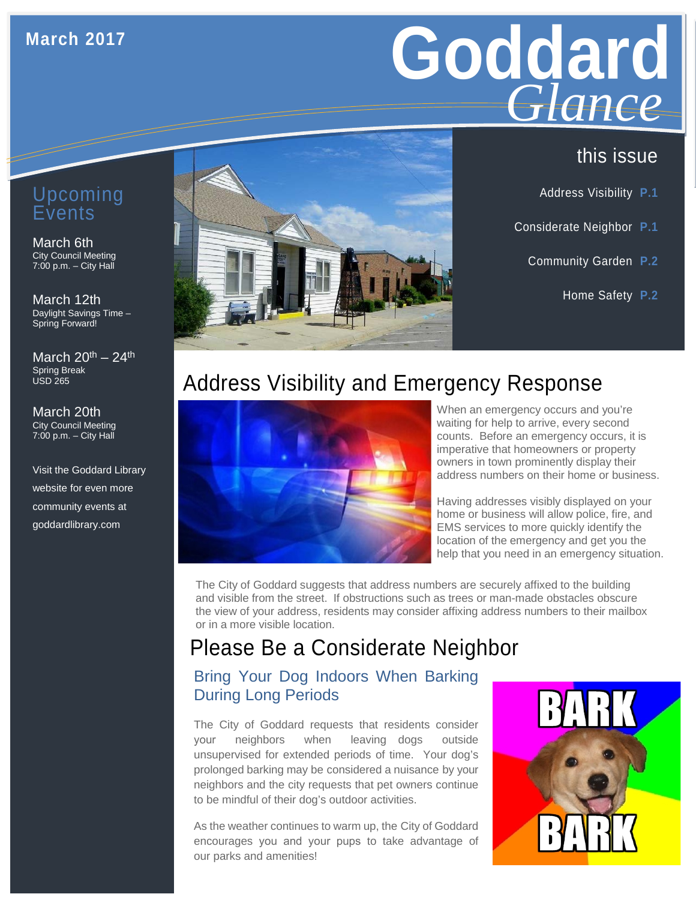March 2017

# Goddard *Glance*

## Upcoming Events

**March 6th**
City Council Meeting
7:00 p.m. – City Hall

**March 12th**
Daylight Savings Time – Spring Forward!

**March 20th – 24th**
Spring Break
USD 265

**March 20th**
City Council Meeting
7:00 p.m. – City Hall

Visit the Goddard Library website for even more community events at goddardlibrary.com

## this issue

Address Visibility **P.1**

Considerate Neighbor **P.1**

Community Garden **P.2**

Home Safety **P.2**

# Address Visibility and Emergency Response

When an emergency occurs and you're waiting for help to arrive, every second counts. Before an emergency occurs, it is imperative that homeowners or property owners in town prominently display their address numbers on their home or business.

Having addresses visibly displayed on your home or business will allow police, fire, and EMS services to more quickly identify the location of the emergency and get you the help that you need in an emergency situation.

The City of Goddard suggests that address numbers are securely affixed to the building and visible from the street. If obstructions such as trees or man-made obstacles obscure the view of your address, residents may consider affixing address numbers to their mailbox or in a more visible location.

# Please Be a Considerate Neighbor

## Bring Your Dog Indoors When Barking During Long Periods

The City of Goddard requests that residents consider your neighbors when leaving dogs outside unsupervised for extended periods of time. Your dog's prolonged barking may be considered a nuisance by your neighbors and the city requests that pet owners continue to be mindful of their dog's outdoor activities.

As the weather continues to warm up, the City of Goddard encourages you and your pups to take advantage of our parks and amenities!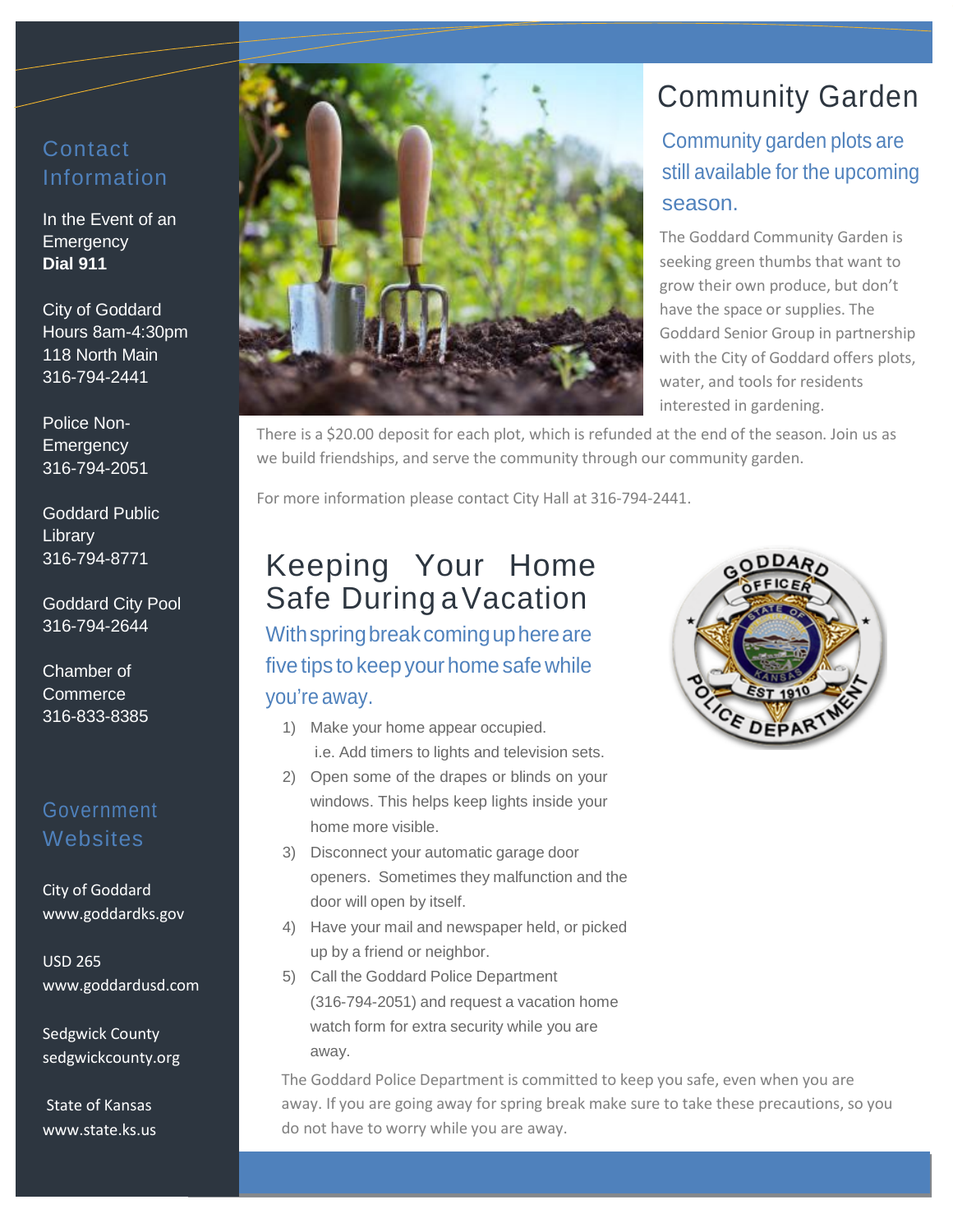## Contact Information

In the Event of an Emergency
**Dial 911**

City of Goddard
Hours 8am-4:30pm
118 North Main
316-794-2441

Police Non-Emergency
316-794-2051

Goddard Public Library
316-794-8771

Goddard City Pool
316-794-2644

Chamber of Commerce
316-833-8385

## Government Websites

City of Goddard
www.goddardks.gov

USD 265
www.goddardusd.com

Sedgwick County
sedgwickcounty.org

State of Kansas
www.state.ks.us

# Community Garden

### Community garden plots are still available for the upcoming season.

The Goddard Community Garden is seeking green thumbs that want to grow their own produce, but don't have the space or supplies. The Goddard Senior Group in partnership with the City of Goddard offers plots, water, and tools for residents interested in gardening. There is a $20.00 deposit for each plot, which is refunded at the end of the season. Join us as we build friendships, and serve the community through our community garden.

For more information please contact City Hall at 316-794-2441.

# Keeping Your Home Safe During a Vacation

### With spring break coming up here are five tips to keep your home safe while you're away.

1) Make your home appear occupied. i.e. Add timers to lights and television sets.
2) Open some of the drapes or blinds on your windows. This helps keep lights inside your home more visible.
3) Disconnect your automatic garage door openers. Sometimes they malfunction and the door will open by itself.
4) Have your mail and newspaper held, or picked up by a friend or neighbor.
5) Call the Goddard Police Department (316-794-2051) and request a vacation home watch form for extra security while you are away.

The Goddard Police Department is committed to keep you safe, even when you are away. If you are going away for spring break make sure to take these precautions, so you do not have to worry while you are away.